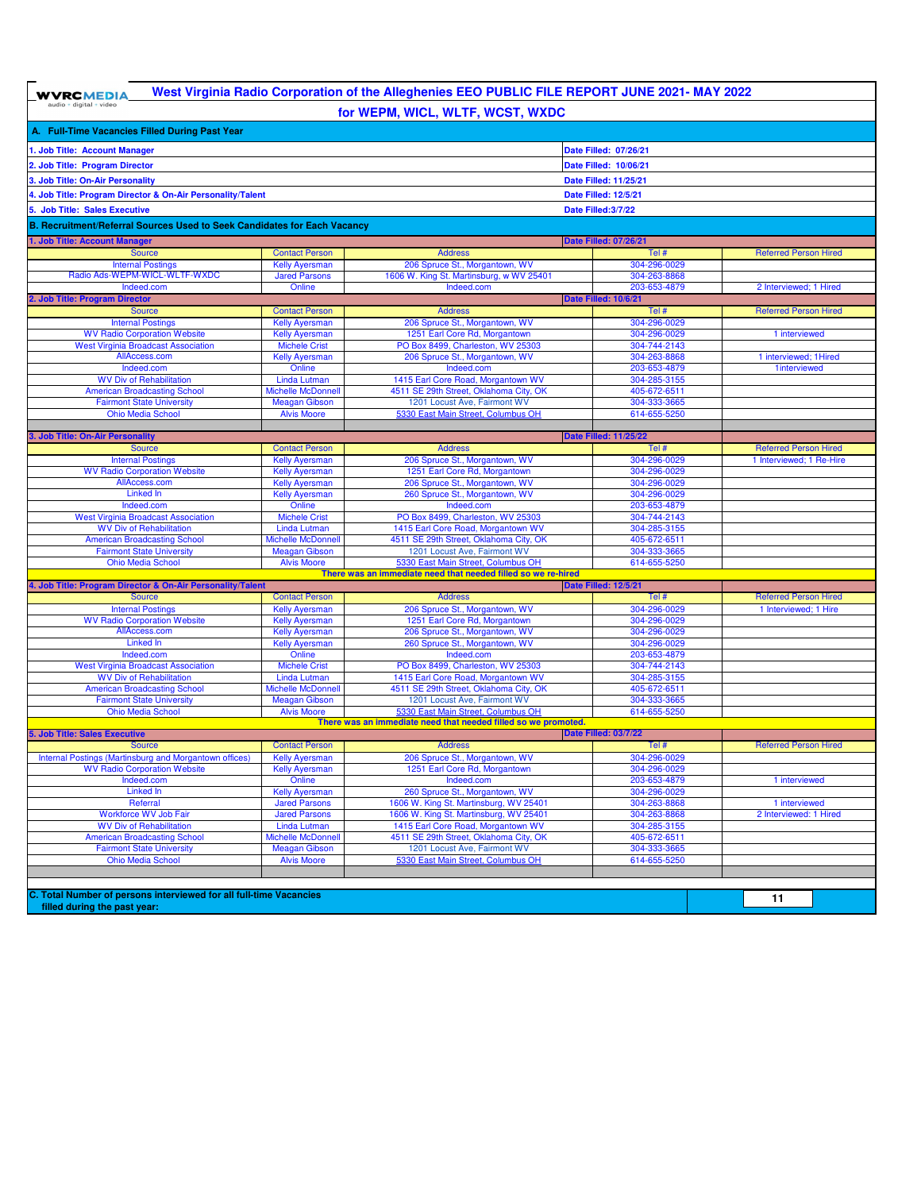# West Virginia Radio Corporation of the Alleghenies EEO PUBLIC FILE REPORT JUNE 2021- MAY 2022

## for WEPM, WICL, WLTF, WCST, WXDC

### A. Full-Time Vacancies Filled During Past Year

| Job Title | Date Filled |
|---|---|
| 1. Job Title: Account Manager | Date Filled: 07/26/21 |
| 2. Job Title: Program Director | Date Filled: 10/06/21 |
| 3. Job Title: On-Air Personality | Date Filled: 11/25/21 |
| 4. Job Title: Program Director & On-Air Personality/Talent | Date Filled: 12/5/21 |
| 5. Job Title: Sales Executive | Date Filled:3/7/22 |

### B. Recruitment/Referral Sources Used to Seek Candidates for Each Vacancy

**1. Job Title: Account Manager** — Date Filled: 07/26/21

| Source | Contact Person | Address | Tel # | Referred Person Hired |
|---|---|---|---|---|
| Internal Postings | Kelly Ayersman | 206 Spruce St., Morgantown, WV | 304-296-0029 | |
| Radio Ads-WEPM-WICL-WLTF-WXDC | Jared Parsons | 1606 W. King St. Martinsburg, w WV 25401 | 304-263-8868 | |
| Indeed.com | Online | Indeed.com | 203-653-4879 | 2 Interviewed; 1 Hired |

**2. Job Title: Program Director** — Date Filled: 10/6/21

| Source | Contact Person | Address | Tel # | Referred Person Hired |
|---|---|---|---|---|
| Internal Postings | Kelly Ayersman | 206 Spruce St., Morgantown, WV | 304-296-0029 | |
| WV Radio Corporation Website | Kelly Ayersman | 1251 Earl Core Rd, Morgantown | 304-296-0029 | 1 interviewed |
| West Virginia Broadcast Association | Michele Crist | PO Box 8499, Charleston, WV 25303 | 304-744-2143 | |
| AllAccess.com | Kelly Ayersman | 206 Spruce St., Morgantown, WV | 304-263-8868 | 1 interviewed; 1Hired |
| Indeed.com | Online | Indeed.com | 203-653-4879 | 1interviewed |
| WV Div of Rehabilitation | Linda Lutman | 1415 Earl Core Road, Morgantown WV | 304-285-3155 | |
| American Broadcasting School | Michelle McDonnell | 4511 SE 29th Street, Oklahoma City, OK | 405-672-6511 | |
| Fairmont State University | Meagan Gibson | 1201 Locust Ave, Fairmont WV | 304-333-3665 | |
| Ohio Media School | Alvis Moore | 5330 East Main Street, Columbus OH | 614-655-5250 | |

**3. Job Title: On-Air Personality** — Date Filled: 11/25/22

| Source | Contact Person | Address | Tel # | Referred Person Hired |
|---|---|---|---|---|
| Internal Postings | Kelly Ayersman | 206 Spruce St., Morgantown, WV | 304-296-0029 | 1 Interviewed; 1 Re-Hire |
| WV Radio Corporation Website | Kelly Ayersman | 1251 Earl Core Rd, Morgantown | 304-296-0029 | |
| AllAccess.com | Kelly Ayersman | 206 Spruce St., Morgantown, WV | 304-296-0029 | |
| Linked In | Kelly Ayersman | 260 Spruce St., Morgantown, WV | 304-296-0029 | |
| Indeed.com | Online | Indeed.com | 203-653-4879 | |
| West Virginia Broadcast Association | Michele Crist | PO Box 8499, Charleston, WV 25303 | 304-744-2143 | |
| WV Div of Rehabilitation | Linda Lutman | 1415 Earl Core Road, Morgantown WV | 304-285-3155 | |
| American Broadcasting School | Michelle McDonnell | 4511 SE 29th Street, Oklahoma City, OK | 405-672-6511 | |
| Fairmont State University | Meagan Gibson | 1201 Locust Ave, Fairmont WV | 304-333-3665 | |
| Ohio Media School | Alvis Moore | 5330 East Main Street, Columbus OH | 614-655-5250 | |

There was an immediate need that needed filled so we re-hired

**4. Job Title: Program Director & On-Air Personality/Talent** — Date Filled: 12/5/21

| Source | Contact Person | Address | Tel # | Referred Person Hired |
|---|---|---|---|---|
| Internal Postings | Kelly Ayersman | 206 Spruce St., Morgantown, WV | 304-296-0029 | 1 Interviewed; 1 Hire |
| WV Radio Corporation Website | Kelly Ayersman | 1251 Earl Core Rd, Morgantown | 304-296-0029 | |
| AllAccess.com | Kelly Ayersman | 206 Spruce St., Morgantown, WV | 304-296-0029 | |
| Linked In | Kelly Ayersman | 260 Spruce St., Morgantown, WV | 304-296-0029 | |
| Indeed.com | Online | Indeed.com | 203-653-4879 | |
| West Virginia Broadcast Association | Michele Crist | PO Box 8499, Charleston, WV 25303 | 304-744-2143 | |
| WV Div of Rehabilitation | Linda Lutman | 1415 Earl Core Road, Morgantown WV | 304-285-3155 | |
| American Broadcasting School | Michelle McDonnell | 4511 SE 29th Street, Oklahoma City, OK | 405-672-6511 | |
| Fairmont State University | Meagan Gibson | 1201 Locust Ave, Fairmont WV | 304-333-3665 | |
| Ohio Media School | Alvis Moore | 5330 East Main Street, Columbus OH | 614-655-5250 | |

There was an immediate need that needed filled so we promoted.

**5. Job Title: Sales Executive** — Date Filled: 03/7/22

| Source | Contact Person | Address | Tel # | Referred Person Hired |
|---|---|---|---|---|
| Internal Postings (Martinsburg and Morgantown offices) | Kelly Ayersman | 206 Spruce St., Morgantown, WV | 304-296-0029 | |
| WV Radio Corporation Website | Kelly Ayersman | 1251 Earl Core Rd, Morgantown | 304-296-0029 | |
| Indeed.com | Online | Indeed.com | 203-653-4879 | 1 interviewed |
| Linked In | Kelly Ayersman | 260 Spruce St., Morgantown, WV | 304-296-0029 | |
| Referral | Jared Parsons | 1606 W. King St. Martinsburg, WV 25401 | 304-263-8868 | 1 interviewed |
| Workforce WV Job Fair | Jared Parsons | 1606 W. King St. Martinsburg, WV 25401 | 304-263-8868 | 2 Interviewed; 1 Hired |
| WV Div of Rehabilitation | Linda Lutman | 1415 Earl Core Road, Morgantown WV | 304-285-3155 | |
| American Broadcasting School | Michelle McDonnell | 4511 SE 29th Street, Oklahoma City, OK | 405-672-6511 | |
| Fairmont State University | Meagan Gibson | 1201 Locust Ave, Fairmont WV | 304-333-3665 | |
| Ohio Media School | Alvis Moore | 5330 East Main Street, Columbus OH | 614-655-5250 | |

### C. Total Number of persons interviewed for all full-time Vacancies filled during the past year: 11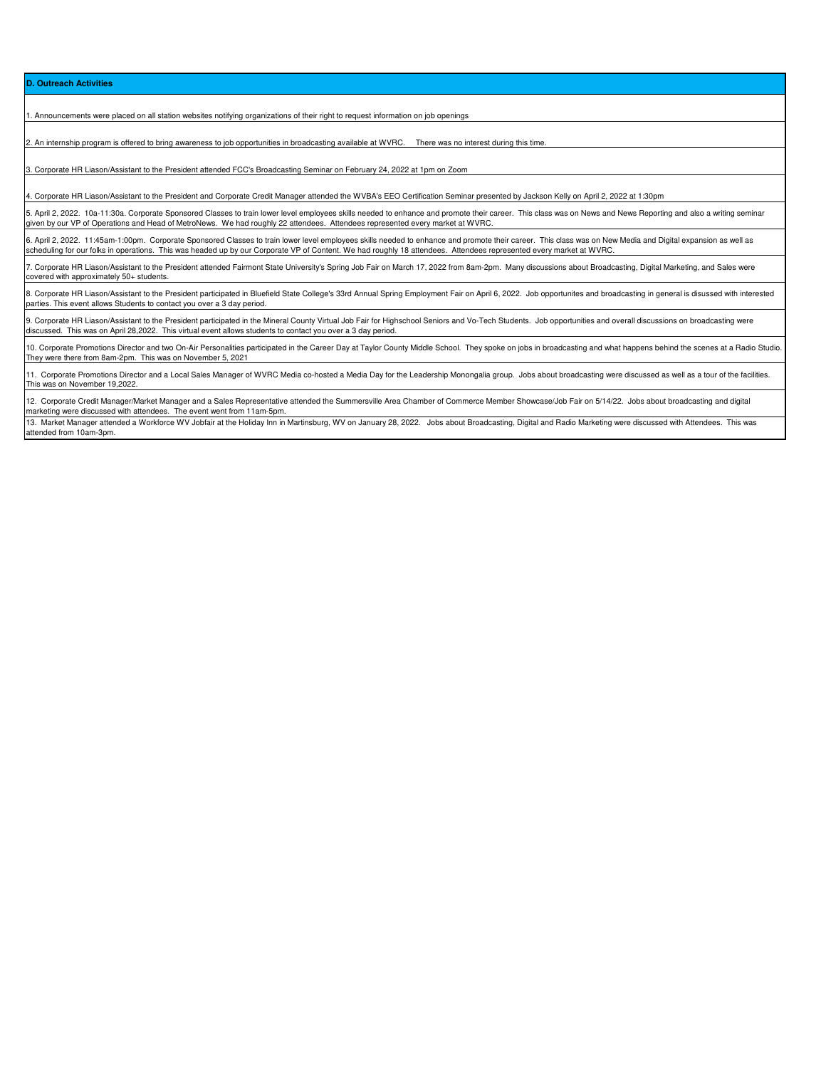**D. Outreach Activities**

1. Announcements were placed on all station websites notifying organizations of their right to request information on job openings

2. An internship program is offered to bring awareness to job opportunities in broadcasting available at WVRC. There was no interest during this time.

3. Corporate HR Liason/Assistant to the President attended FCC's Broadcasting Seminar on February 24, 2022 at 1pm on Zoom

4. Corporate HR Liason/Assistant to the President and Corporate Credit Manager attended the WVBA's EEO Certification Seminar presented by Jackson Kelly on April 2, 2022 at 1:30pm

5. April 2, 2022. 10a-11:30a. Corporate Sponsored Classes to train lower level employees skills needed to enhance and promote their career. This class was on News and News Reporting and also a writing seminar given by our VP of Operations and Head of MetroNews. We had roughly 22 attendees. Attendees represented every market at WVRC.

6. April 2, 2022. 11:45am-1:00pm. Corporate Sponsored Classes to train lower level employees skills needed to enhance and promote their career. This class was on New Media and Digital expansion as well as scheduling for our folks in operations. This was headed up by our Corporate VP of Content. We had roughly 18 attendees. Attendees represented every market at WVRC.

7. Corporate HR Liason/Assistant to the President attended Fairmont State University's Spring Job Fair on March 17, 2022 from 8am-2pm. Many discussions about Broadcasting, Digital Marketing, and Sales were covered with approximately 50+ students.

8. Corporate HR Liason/Assistant to the President participated in Bluefield State College's 33rd Annual Spring Employment Fair on April 6, 2022. Job opportunites and broadcasting in general is disussed with interested parties. This event allows Students to contact you over a 3 day period.

9. Corporate HR Liason/Assistant to the President participated in the Mineral County Virtual Job Fair for Highschool Seniors and Vo-Tech Students. Job opportunities and overall discussions on broadcasting were discussed. This was on April 28,2022. This virtual event allows students to contact you over a 3 day period.

10. Corporate Promotions Director and two On-Air Personalities participated in the Career Day at Taylor County Middle School. They spoke on jobs in broadcasting and what happens behind the scenes at a Radio Studio. They were there from 8am-2pm. This was on November 5, 2021

11. Corporate Promotions Director and a Local Sales Manager of WVRC Media co-hosted a Media Day for the Leadership Monongalia group. Jobs about broadcasting were discussed as well as a tour of the facilities. This was on November 19,2022.

12. Corporate Credit Manager/Market Manager and a Sales Representative attended the Summersville Area Chamber of Commerce Member Showcase/Job Fair on 5/14/22. Jobs about broadcasting and digital marketing were discussed with attendees. The event went from 11am-5pm.

13. Market Manager attended a Workforce WV Jobfair at the Holiday Inn in Martinsburg, WV on January 28, 2022. Jobs about Broadcasting, Digital and Radio Marketing were discussed with Attendees. This was attended from 10am-3pm.